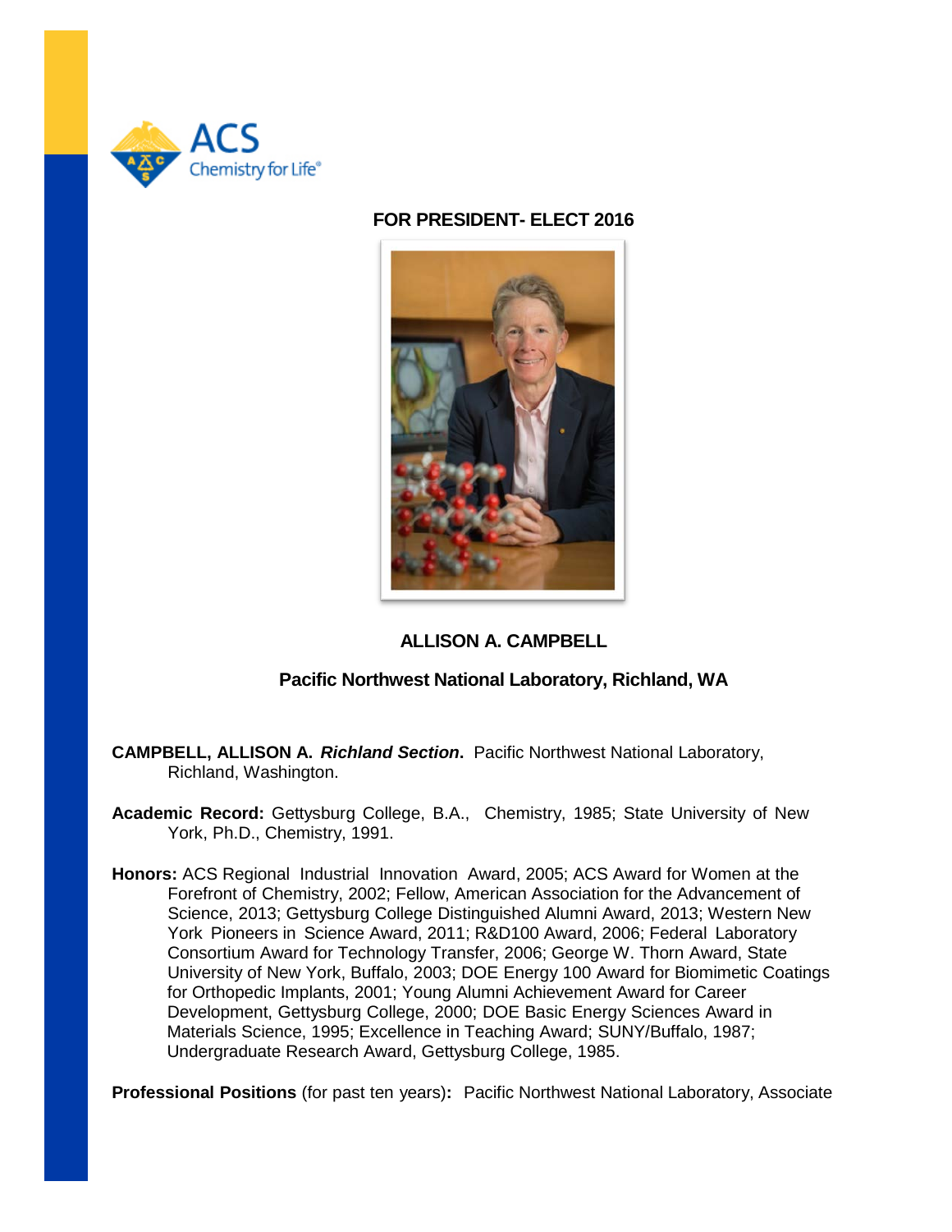ACS Chemistry for Life®

## FOR PRESIDENT- ELECT 2016

## ALLISON A. CAMPBELL

### Pacific Northwest National Laboratory, Richland, WA

**CAMPBELL, ALLISON A.** ***Richland Section***. Pacific Northwest National Laboratory, Richland, Washington.

**Academic Record:** Gettysburg College, B.A., Chemistry, 1985; State University of New York, Ph.D., Chemistry, 1991.

**Honors:** ACS Regional Industrial Innovation Award, 2005; ACS Award for Women at the Forefront of Chemistry, 2002; Fellow, American Association for the Advancement of Science, 2013; Gettysburg College Distinguished Alumni Award, 2013; Western New York Pioneers in Science Award, 2011; R&D100 Award, 2006; Federal Laboratory Consortium Award for Technology Transfer, 2006; George W. Thorn Award, State University of New York, Buffalo, 2003; DOE Energy 100 Award for Biomimetic Coatings for Orthopedic Implants, 2001; Young Alumni Achievement Award for Career Development, Gettysburg College, 2000; DOE Basic Energy Sciences Award in Materials Science, 1995; Excellence in Teaching Award; SUNY/Buffalo, 1987; Undergraduate Research Award, Gettysburg College, 1985.

**Professional Positions** (for past ten years)**:** Pacific Northwest National Laboratory, Associate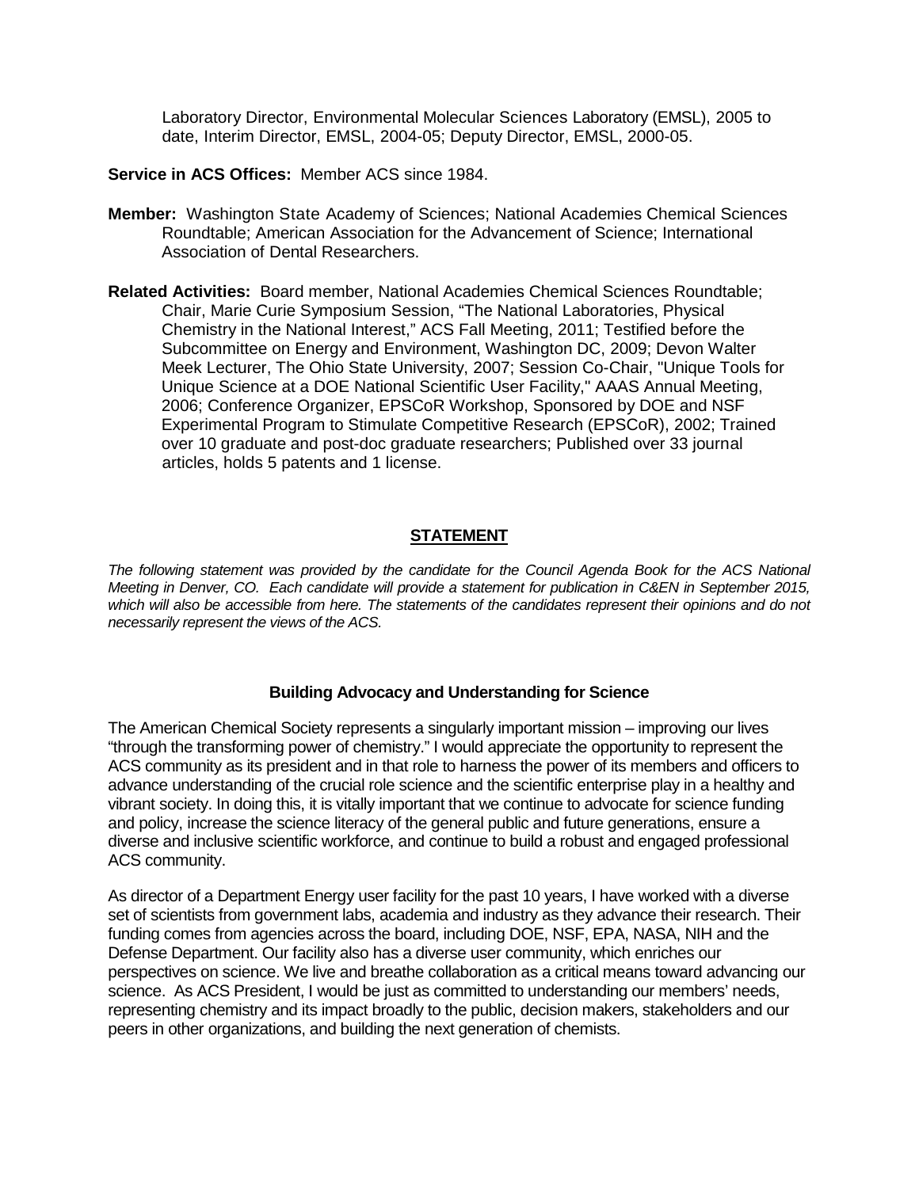Laboratory Director, Environmental Molecular Sciences Laboratory (EMSL), 2005 to date, Interim Director, EMSL, 2004-05; Deputy Director, EMSL, 2000-05.

**Service in ACS Offices:** Member ACS since 1984.

**Member:** Washington State Academy of Sciences; National Academies Chemical Sciences Roundtable; American Association for the Advancement of Science; International Association of Dental Researchers.

**Related Activities:** Board member, National Academies Chemical Sciences Roundtable; Chair, Marie Curie Symposium Session, "The National Laboratories, Physical Chemistry in the National Interest," ACS Fall Meeting, 2011; Testified before the Subcommittee on Energy and Environment, Washington DC, 2009; Devon Walter Meek Lecturer, The Ohio State University, 2007; Session Co-Chair, "Unique Tools for Unique Science at a DOE National Scientific User Facility," AAAS Annual Meeting, 2006; Conference Organizer, EPSCoR Workshop, Sponsored by DOE and NSF Experimental Program to Stimulate Competitive Research (EPSCoR), 2002; Trained over 10 graduate and post-doc graduate researchers; Published over 33 journal articles, holds 5 patents and 1 license.

## STATEMENT

*The following statement was provided by the candidate for the Council Agenda Book for the ACS National Meeting in Denver, CO. Each candidate will provide a statement for publication in C&EN in September 2015, which will also be accessible from here. The statements of the candidates represent their opinions and do not necessarily represent the views of the ACS.*

### Building Advocacy and Understanding for Science

The American Chemical Society represents a singularly important mission – improving our lives "through the transforming power of chemistry." I would appreciate the opportunity to represent the ACS community as its president and in that role to harness the power of its members and officers to advance understanding of the crucial role science and the scientific enterprise play in a healthy and vibrant society. In doing this, it is vitally important that we continue to advocate for science funding and policy, increase the science literacy of the general public and future generations, ensure a diverse and inclusive scientific workforce, and continue to build a robust and engaged professional ACS community.

As director of a Department Energy user facility for the past 10 years, I have worked with a diverse set of scientists from government labs, academia and industry as they advance their research. Their funding comes from agencies across the board, including DOE, NSF, EPA, NASA, NIH and the Defense Department. Our facility also has a diverse user community, which enriches our perspectives on science. We live and breathe collaboration as a critical means toward advancing our science. As ACS President, I would be just as committed to understanding our members' needs, representing chemistry and its impact broadly to the public, decision makers, stakeholders and our peers in other organizations, and building the next generation of chemists.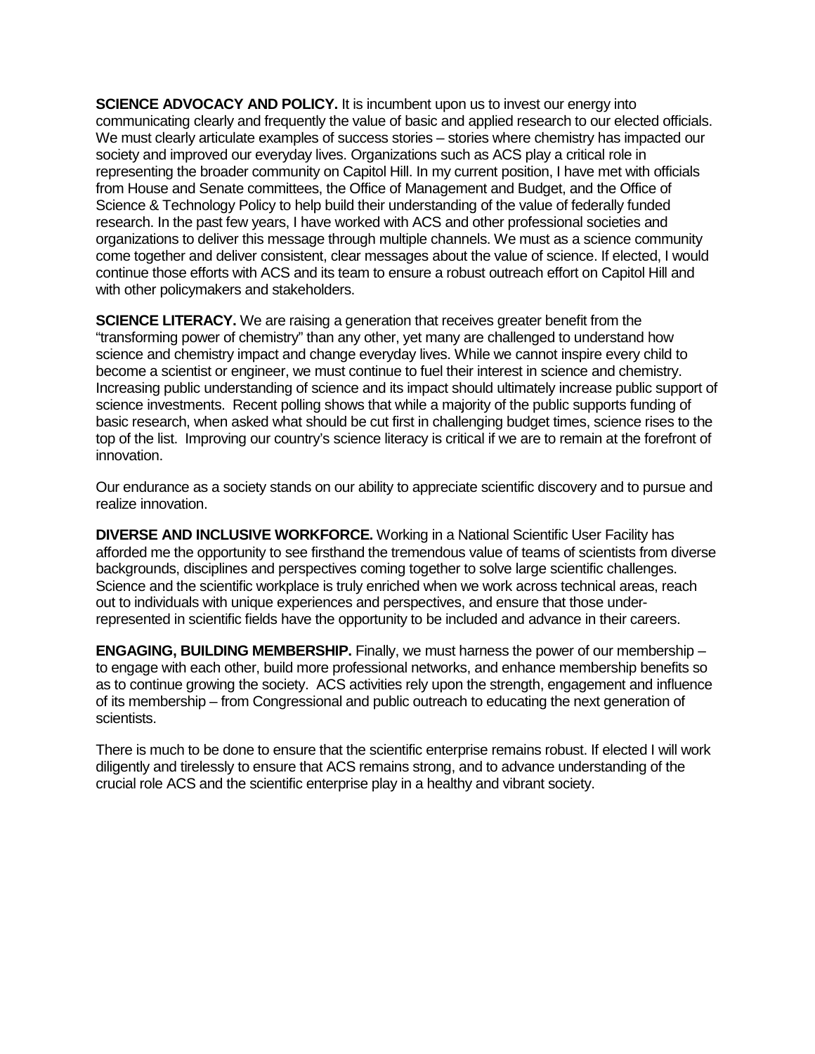**SCIENCE ADVOCACY AND POLICY.** It is incumbent upon us to invest our energy into communicating clearly and frequently the value of basic and applied research to our elected officials. We must clearly articulate examples of success stories – stories where chemistry has impacted our society and improved our everyday lives. Organizations such as ACS play a critical role in representing the broader community on Capitol Hill. In my current position, I have met with officials from House and Senate committees, the Office of Management and Budget, and the Office of Science & Technology Policy to help build their understanding of the value of federally funded research. In the past few years, I have worked with ACS and other professional societies and organizations to deliver this message through multiple channels. We must as a science community come together and deliver consistent, clear messages about the value of science. If elected, I would continue those efforts with ACS and its team to ensure a robust outreach effort on Capitol Hill and with other policymakers and stakeholders.

**SCIENCE LITERACY.** We are raising a generation that receives greater benefit from the "transforming power of chemistry" than any other, yet many are challenged to understand how science and chemistry impact and change everyday lives. While we cannot inspire every child to become a scientist or engineer, we must continue to fuel their interest in science and chemistry. Increasing public understanding of science and its impact should ultimately increase public support of science investments. Recent polling shows that while a majority of the public supports funding of basic research, when asked what should be cut first in challenging budget times, science rises to the top of the list. Improving our country's science literacy is critical if we are to remain at the forefront of innovation.

Our endurance as a society stands on our ability to appreciate scientific discovery and to pursue and realize innovation.

**DIVERSE AND INCLUSIVE WORKFORCE.** Working in a National Scientific User Facility has afforded me the opportunity to see firsthand the tremendous value of teams of scientists from diverse backgrounds, disciplines and perspectives coming together to solve large scientific challenges. Science and the scientific workplace is truly enriched when we work across technical areas, reach out to individuals with unique experiences and perspectives, and ensure that those under-represented in scientific fields have the opportunity to be included and advance in their careers.

**ENGAGING, BUILDING MEMBERSHIP.** Finally, we must harness the power of our membership – to engage with each other, build more professional networks, and enhance membership benefits so as to continue growing the society. ACS activities rely upon the strength, engagement and influence of its membership – from Congressional and public outreach to educating the next generation of scientists.

There is much to be done to ensure that the scientific enterprise remains robust. If elected I will work diligently and tirelessly to ensure that ACS remains strong, and to advance understanding of the crucial role ACS and the scientific enterprise play in a healthy and vibrant society.